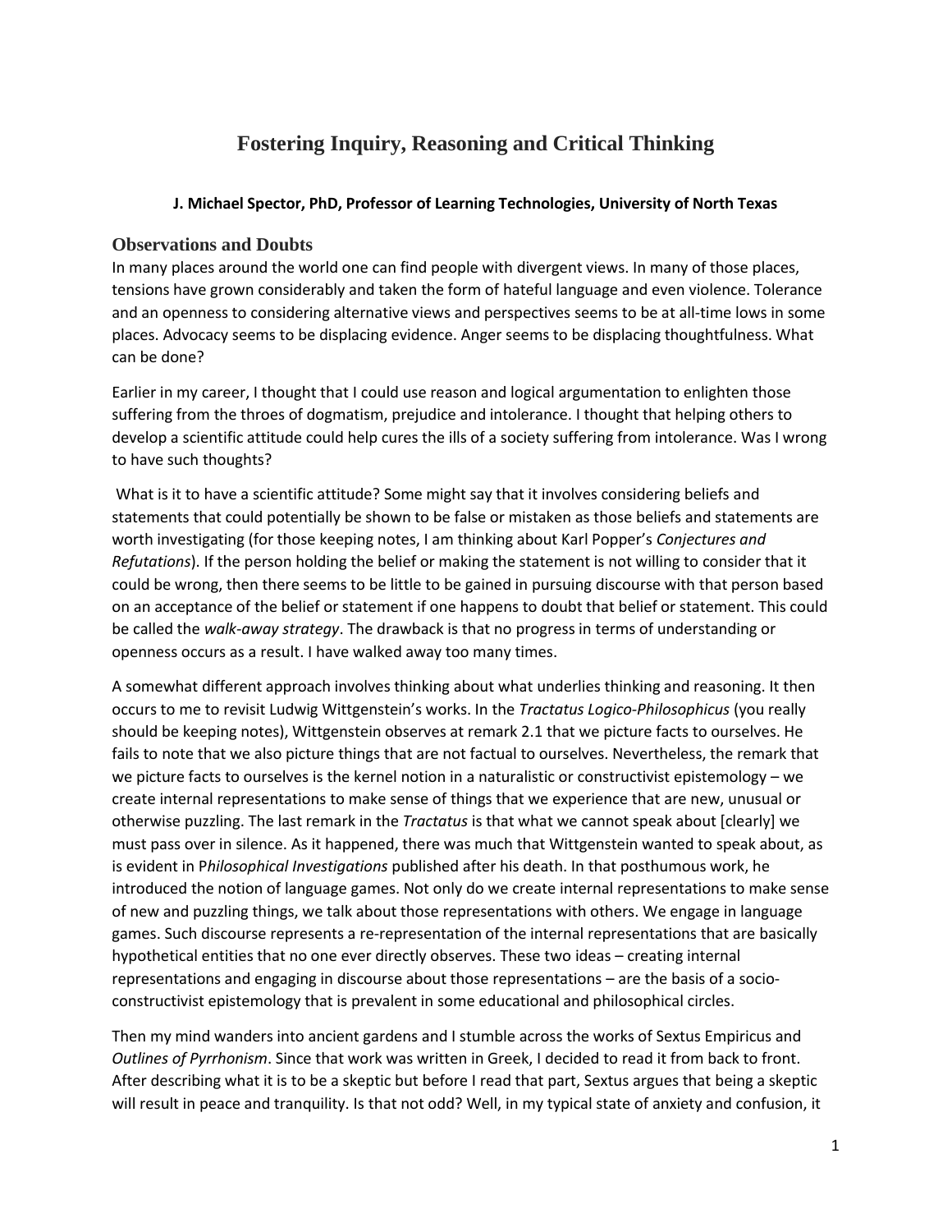# Fostering Inquiry, Reasoning and Critical Thinking

**J. Michael Spector, PhD, Professor of Learning Technologies, University of North Texas**

## Observations and Doubts

In many places around the world one can find people with divergent views. In many of those places, tensions have grown considerably and taken the form of hateful language and even violence. Tolerance and an openness to considering alternative views and perspectives seems to be at all-time lows in some places. Advocacy seems to be displacing evidence. Anger seems to be displacing thoughtfulness. What can be done?

Earlier in my career, I thought that I could use reason and logical argumentation to enlighten those suffering from the throes of dogmatism, prejudice and intolerance. I thought that helping others to develop a scientific attitude could help cures the ills of a society suffering from intolerance. Was I wrong to have such thoughts?

What is it to have a scientific attitude? Some might say that it involves considering beliefs and statements that could potentially be shown to be false or mistaken as those beliefs and statements are worth investigating (for those keeping notes, I am thinking about Karl Popper's *Conjectures and Refutations*). If the person holding the belief or making the statement is not willing to consider that it could be wrong, then there seems to be little to be gained in pursuing discourse with that person based on an acceptance of the belief or statement if one happens to doubt that belief or statement. This could be called the *walk-away strategy*. The drawback is that no progress in terms of understanding or openness occurs as a result. I have walked away too many times.

A somewhat different approach involves thinking about what underlies thinking and reasoning. It then occurs to me to revisit Ludwig Wittgenstein's works. In the *Tractatus Logico-Philosophicus* (you really should be keeping notes), Wittgenstein observes at remark 2.1 that we picture facts to ourselves. He fails to note that we also picture things that are not factual to ourselves. Nevertheless, the remark that we picture facts to ourselves is the kernel notion in a naturalistic or constructivist epistemology – we create internal representations to make sense of things that we experience that are new, unusual or otherwise puzzling. The last remark in the *Tractatus* is that what we cannot speak about [clearly] we must pass over in silence. As it happened, there was much that Wittgenstein wanted to speak about, as is evident in P*hilosophical Investigations* published after his death. In that posthumous work, he introduced the notion of language games. Not only do we create internal representations to make sense of new and puzzling things, we talk about those representations with others. We engage in language games. Such discourse represents a re-representation of the internal representations that are basically hypothetical entities that no one ever directly observes. These two ideas – creating internal representations and engaging in discourse about those representations – are the basis of a socio-constructivist epistemology that is prevalent in some educational and philosophical circles.

Then my mind wanders into ancient gardens and I stumble across the works of Sextus Empiricus and *Outlines of Pyrrhonism*. Since that work was written in Greek, I decided to read it from back to front. After describing what it is to be a skeptic but before I read that part, Sextus argues that being a skeptic will result in peace and tranquility. Is that not odd? Well, in my typical state of anxiety and confusion, it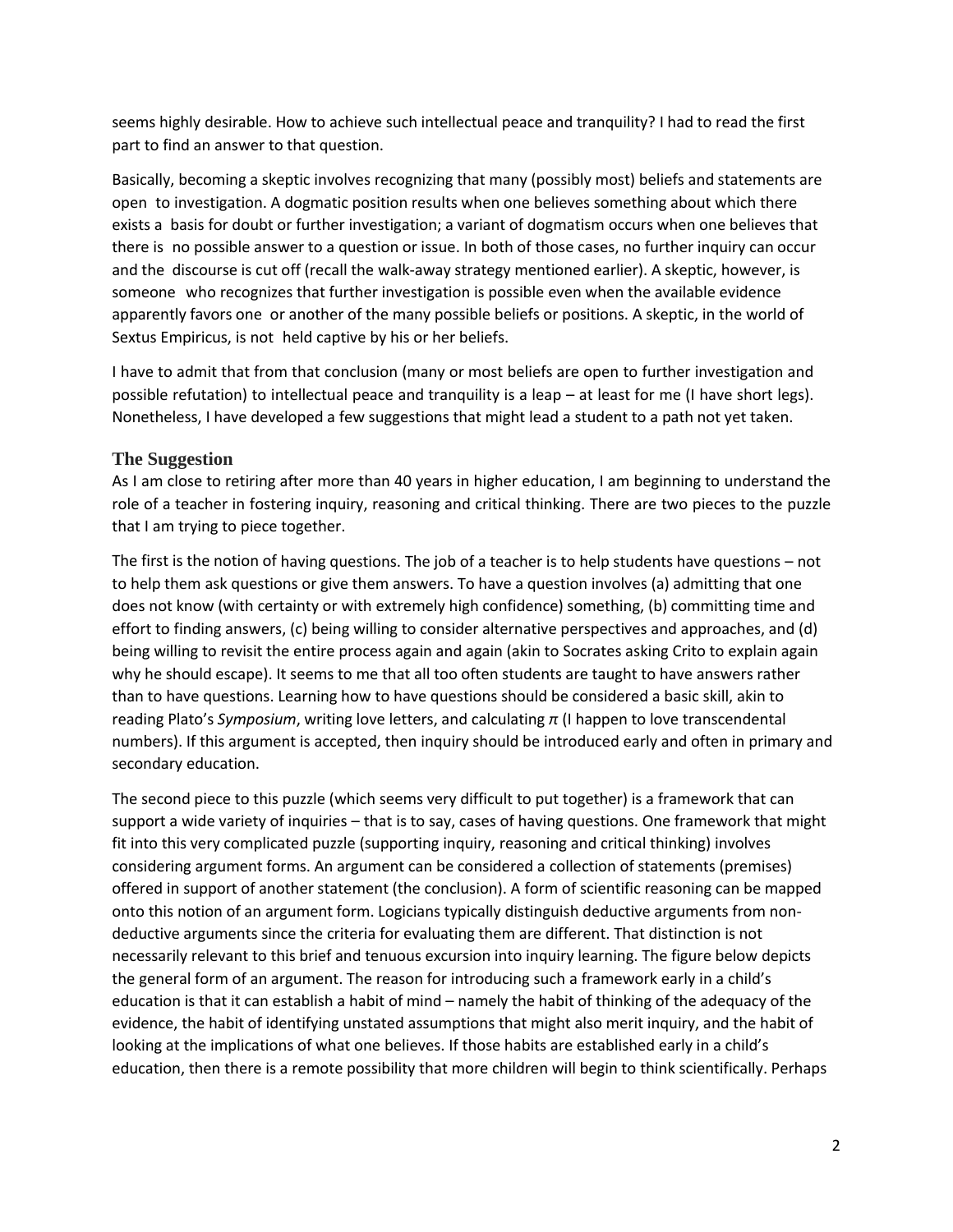seems highly desirable. How to achieve such intellectual peace and tranquility? I had to read the first part to find an answer to that question.

Basically, becoming a skeptic involves recognizing that many (possibly most) beliefs and statements are open to investigation. A dogmatic position results when one believes something about which there exists a basis for doubt or further investigation; a variant of dogmatism occurs when one believes that there is no possible answer to a question or issue. In both of those cases, no further inquiry can occur and the discourse is cut off (recall the walk-away strategy mentioned earlier). A skeptic, however, is someone who recognizes that further investigation is possible even when the available evidence apparently favors one or another of the many possible beliefs or positions. A skeptic, in the world of Sextus Empiricus, is not held captive by his or her beliefs.

I have to admit that from that conclusion (many or most beliefs are open to further investigation and possible refutation) to intellectual peace and tranquility is a leap – at least for me (I have short legs). Nonetheless, I have developed a few suggestions that might lead a student to a path not yet taken.

## The Suggestion

As I am close to retiring after more than 40 years in higher education, I am beginning to understand the role of a teacher in fostering inquiry, reasoning and critical thinking. There are two pieces to the puzzle that I am trying to piece together.

The first is the notion of having questions. The job of a teacher is to help students have questions – not to help them ask questions or give them answers. To have a question involves (a) admitting that one does not know (with certainty or with extremely high confidence) something, (b) committing time and effort to finding answers, (c) being willing to consider alternative perspectives and approaches, and (d) being willing to revisit the entire process again and again (akin to Socrates asking Crito to explain again why he should escape). It seems to me that all too often students are taught to have answers rather than to have questions. Learning how to have questions should be considered a basic skill, akin to reading Plato's *Symposium*, writing love letters, and calculating $\pi$ (I happen to love transcendental numbers). If this argument is accepted, then inquiry should be introduced early and often in primary and secondary education.

The second piece to this puzzle (which seems very difficult to put together) is a framework that can support a wide variety of inquiries – that is to say, cases of having questions. One framework that might fit into this very complicated puzzle (supporting inquiry, reasoning and critical thinking) involves considering argument forms. An argument can be considered a collection of statements (premises) offered in support of another statement (the conclusion). A form of scientific reasoning can be mapped onto this notion of an argument form. Logicians typically distinguish deductive arguments from non-deductive arguments since the criteria for evaluating them are different. That distinction is not necessarily relevant to this brief and tenuous excursion into inquiry learning. The figure below depicts the general form of an argument. The reason for introducing such a framework early in a child's education is that it can establish a habit of mind – namely the habit of thinking of the adequacy of the evidence, the habit of identifying unstated assumptions that might also merit inquiry, and the habit of looking at the implications of what one believes. If those habits are established early in a child's education, then there is a remote possibility that more children will begin to think scientifically. Perhaps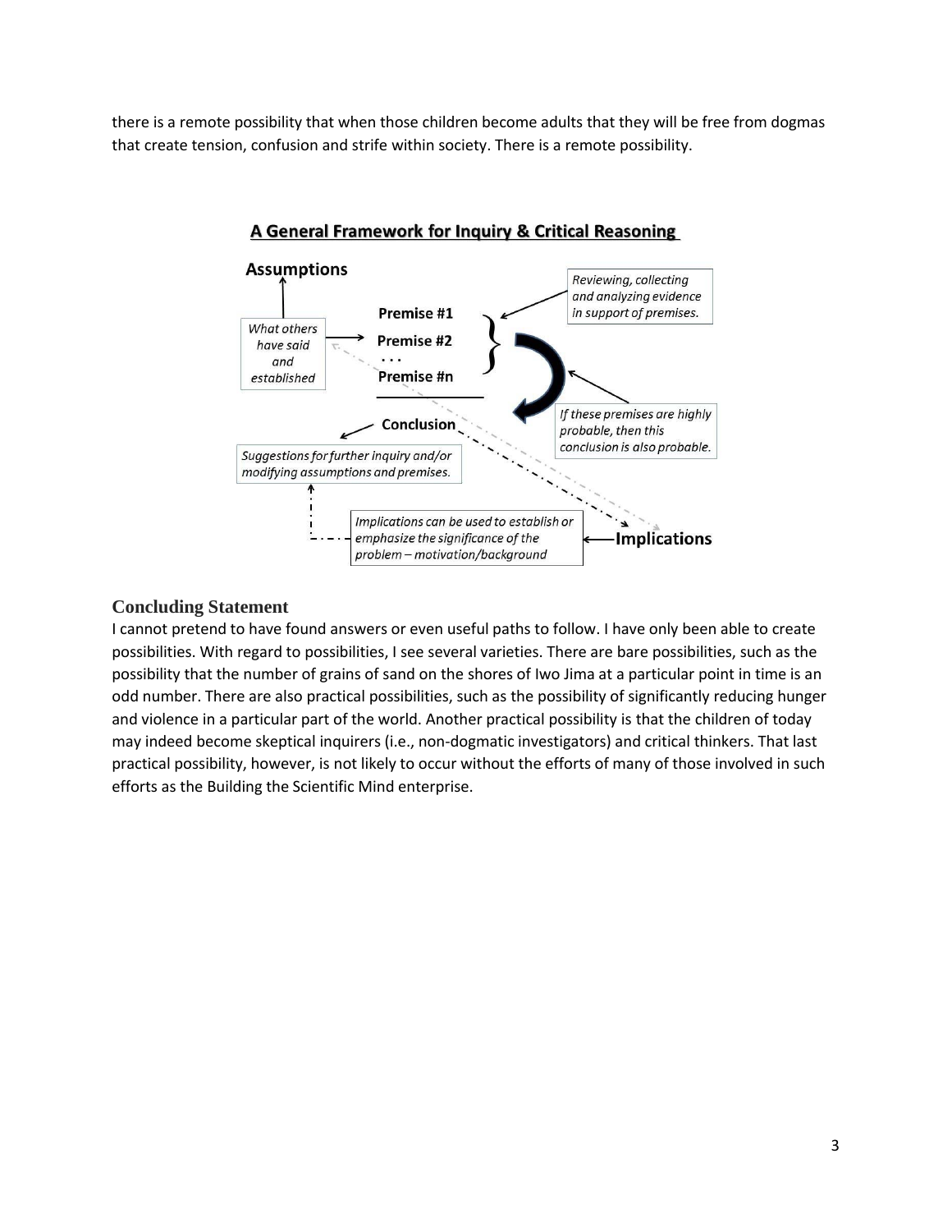there is a remote possibility that when those children become adults that they will be free from dogmas that create tension, confusion and strife within society. There is a remote possibility.

**A General Framework for Inquiry & Critical Reasoning**

Assumptions

*What others have said and established*

Premise #1

Premise #2

. . .

Premise #n

Conclusion

*Reviewing, collecting and analyzing evidence in support of premises.*

*If these premises are highly probable, then this conclusion is also probable.*

*Suggestions for further inquiry and/or modifying assumptions and premises.*

*Implications can be used to establish or emphasize the significance of the problem – motivation/background*

Implications

## Concluding Statement

I cannot pretend to have found answers or even useful paths to follow. I have only been able to create possibilities. With regard to possibilities, I see several varieties. There are bare possibilities, such as the possibility that the number of grains of sand on the shores of Iwo Jima at a particular point in time is an odd number. There are also practical possibilities, such as the possibility of significantly reducing hunger and violence in a particular part of the world. Another practical possibility is that the children of today may indeed become skeptical inquirers (i.e., non-dogmatic investigators) and critical thinkers. That last practical possibility, however, is not likely to occur without the efforts of many of those involved in such efforts as the Building the Scientific Mind enterprise.